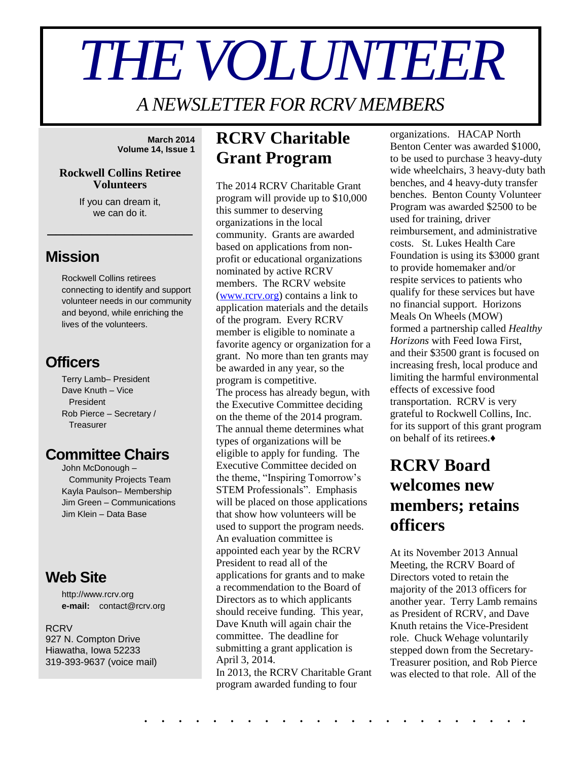# THE VOLUNTEER

*A NEWSLETTER FOR RCRV MEMBERS*

**March 2014**
**Volume 14, Issue 1**

**Rockwell Collins Retiree Volunteers**

If you can dream it, we can do it.

## Mission

Rockwell Collins retirees connecting to identify and support volunteer needs in our community and beyond, while enriching the lives of the volunteers.

## Officers

Terry Lamb– President
Dave Knuth – Vice President
Rob Pierce – Secretary / Treasurer

## Committee Chairs

John McDonough – Community Projects Team
Kayla Paulson– Membership
Jim Green – Communications
Jim Klein – Data Base

## Web Site

http://www.rcrv.org
**e-mail:** contact@rcrv.org

RCRV
927 N. Compton Drive
Hiawatha, Iowa 52233
319-393-9637 (voice mail)

## RCRV Charitable Grant Program

The 2014 RCRV Charitable Grant program will provide up to $10,000 this summer to deserving organizations in the local community. Grants are awarded based on applications from non-profit or educational organizations nominated by active RCRV members. The RCRV website (www.rcrv.org) contains a link to application materials and the details of the program. Every RCRV member is eligible to nominate a favorite agency or organization for a grant. No more than ten grants may be awarded in any year, so the program is competitive.

The process has already begun, with the Executive Committee deciding on the theme of the 2014 program. The annual theme determines what types of organizations will be eligible to apply for funding. The Executive Committee decided on the theme, "Inspiring Tomorrow's STEM Professionals". Emphasis will be placed on those applications that show how volunteers will be used to support the program needs. An evaluation committee is appointed each year by the RCRV President to read all of the applications for grants and to make a recommendation to the Board of Directors as to which applicants should receive funding. This year, Dave Knuth will again chair the committee. The deadline for submitting a grant application is April 3, 2014.

In 2013, the RCRV Charitable Grant program awarded funding to four organizations. HACAP North Benton Center was awarded $1000, to be used to purchase 3 heavy-duty wide wheelchairs, 3 heavy-duty bath benches, and 4 heavy-duty transfer benches. Benton County Volunteer Program was awarded $2500 to be used for training, driver reimbursement, and administrative costs. St. Lukes Health Care Foundation is using its $3000 grant to provide homemaker and/or respite services to patients who qualify for these services but have no financial support. Horizons Meals On Wheels (MOW) formed a partnership called *Healthy Horizons* with Feed Iowa First, and their $3500 grant is focused on increasing fresh, local produce and limiting the harmful environmental effects of excessive food transportation. RCRV is very grateful to Rockwell Collins, Inc. for its support of this grant program on behalf of its retirees.♦

## RCRV Board welcomes new members; retains officers

At its November 2013 Annual Meeting, the RCRV Board of Directors voted to retain the majority of the 2013 officers for another year. Terry Lamb remains as President of RCRV, and Dave Knuth retains the Vice-President role. Chuck Wehage voluntarily stepped down from the Secretary-Treasurer position, and Rob Pierce was elected to that role. All of the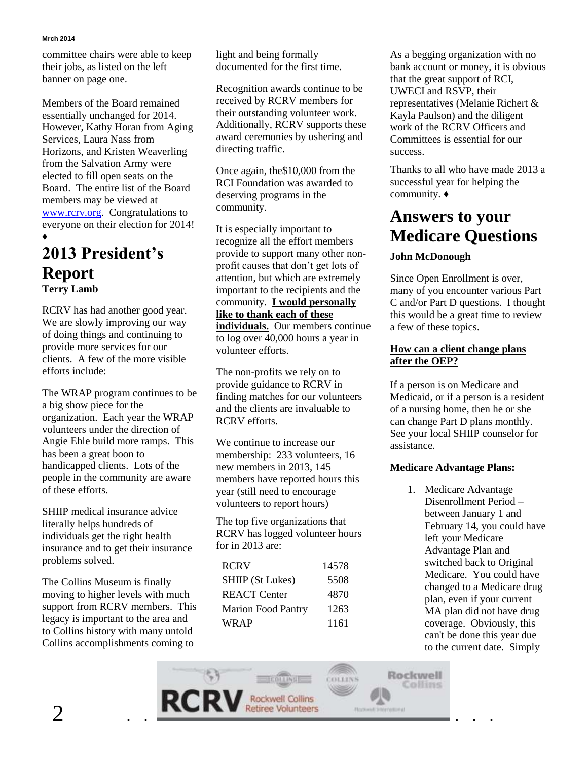committee chairs were able to keep their jobs, as listed on the left banner on page one.

Members of the Board remained essentially unchanged for 2014. However, Kathy Horan from Aging Services, Laura Nass from Horizons, and Kristen Weaverling from the Salvation Army were elected to fill open seats on the Board. The entire list of the Board members may be viewed at www.rcrv.org. Congratulations to everyone on their election for 2014! ♦

# 2013 President's Report

**Terry Lamb**

RCRV has had another good year. We are slowly improving our way of doing things and continuing to provide more services for our clients. A few of the more visible efforts include:

The WRAP program continues to be a big show piece for the organization. Each year the WRAP volunteers under the direction of Angie Ehle build more ramps. This has been a great boon to handicapped clients. Lots of the people in the community are aware of these efforts.

SHIIP medical insurance advice literally helps hundreds of individuals get the right health insurance and to get their insurance problems solved.

The Collins Museum is finally moving to higher levels with much support from RCRV members. This legacy is important to the area and to Collins history with many untold Collins accomplishments coming to light and being formally documented for the first time.

Recognition awards continue to be received by RCRV members for their outstanding volunteer work. Additionally, RCRV supports these award ceremonies by ushering and directing traffic.

Once again, the$10,000 from the RCI Foundation was awarded to deserving programs in the community.

It is especially important to recognize all the effort members provide to support many other non-profit causes that don't get lots of attention, but which are extremely important to the recipients and the community. **I would personally like to thank each of these individuals.** Our members continue to log over 40,000 hours a year in volunteer efforts.

The non-profits we rely on to provide guidance to RCRV in finding matches for our volunteers and the clients are invaluable to RCRV efforts.

We continue to increase our membership: 233 volunteers, 16 new members in 2013, 145 members have reported hours this year (still need to encourage volunteers to report hours)

The top five organizations that RCRV has logged volunteer hours for in 2013 are:

| | |
|---|---|
| RCRV | 14578 |
| SHIIP (St Lukes) | 5508 |
| REACT Center | 4870 |
| Marion Food Pantry | 1263 |
| WRAP | 1161 |

As a begging organization with no bank account or money, it is obvious that the great support of RCI, UWECI and RSVP, their representatives (Melanie Richert & Kayla Paulson) and the diligent work of the RCRV Officers and Committees is essential for our success.

Thanks to all who have made 2013 a successful year for helping the community. ♦

# Answers to your Medicare Questions

**John McDonough**

Since Open Enrollment is over, many of you encounter various Part C and/or Part D questions. I thought this would be a great time to review a few of these topics.

**How can a client change plans after the OEP?**

If a person is on Medicare and Medicaid, or if a person is a resident of a nursing home, then he or she can change Part D plans monthly. See your local SHIIP counselor for assistance.

**Medicare Advantage Plans:**

1. Medicare Advantage Disenrollment Period – between January 1 and February 14, you could have left your Medicare Advantage Plan and switched back to Original Medicare. You could have changed to a Medicare drug plan, even if your current MA plan did not have drug coverage. Obviously, this can't be done this year due to the current date. Simply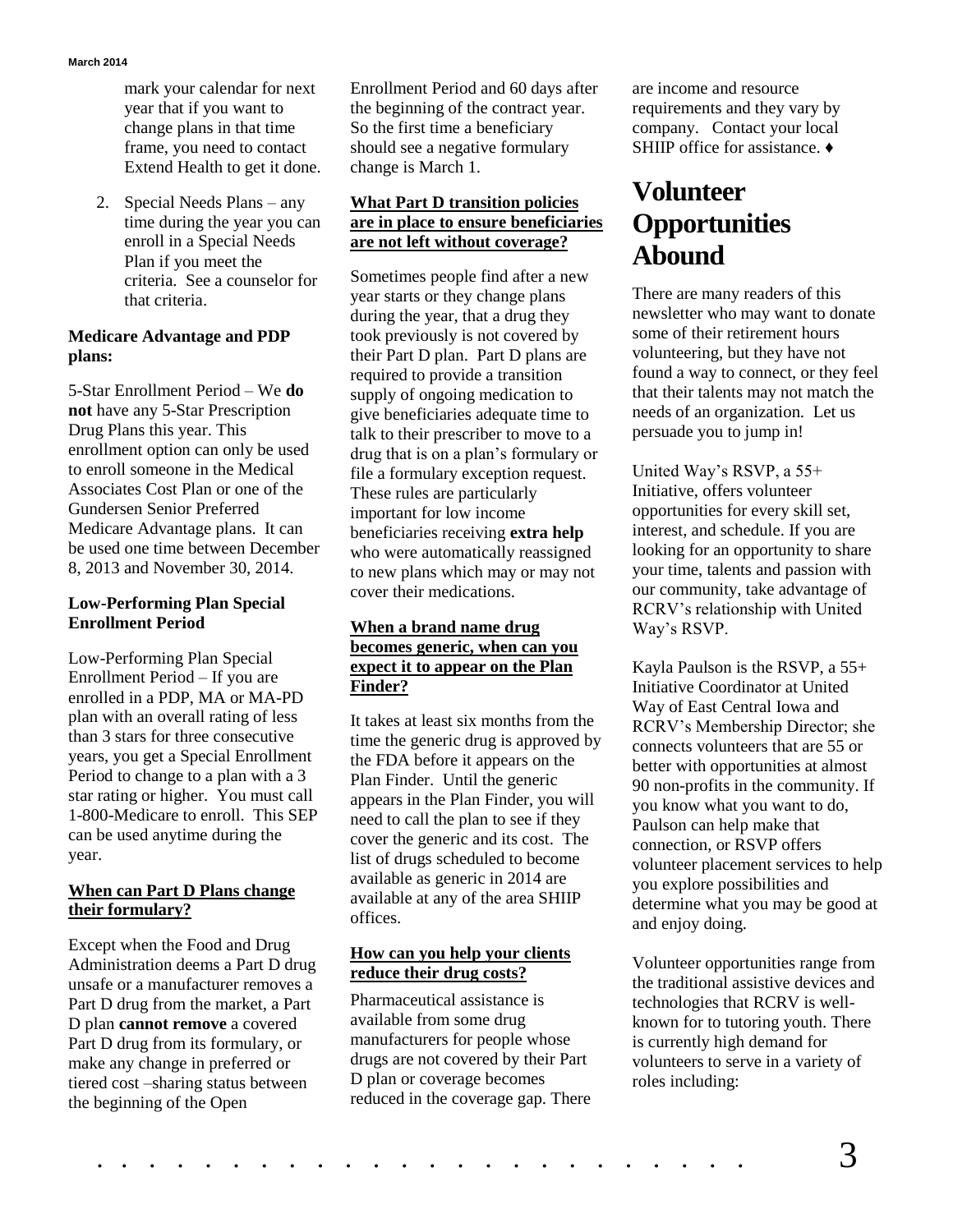mark your calendar for next year that if you want to change plans in that time frame, you need to contact Extend Health to get it done.

2. Special Needs Plans – any time during the year you can enroll in a Special Needs Plan if you meet the criteria. See a counselor for that criteria.

**Medicare Advantage and PDP plans:**

5-Star Enrollment Period – We **do not** have any 5-Star Prescription Drug Plans this year. This enrollment option can only be used to enroll someone in the Medical Associates Cost Plan or one of the Gundersen Senior Preferred Medicare Advantage plans. It can be used one time between December 8, 2013 and November 30, 2014.

**Low-Performing Plan Special Enrollment Period**

Low-Performing Plan Special Enrollment Period – If you are enrolled in a PDP, MA or MA-PD plan with an overall rating of less than 3 stars for three consecutive years, you get a Special Enrollment Period to change to a plan with a 3 star rating or higher. You must call 1-800-Medicare to enroll. This SEP can be used anytime during the year.

**When can Part D Plans change their formulary?**

Except when the Food and Drug Administration deems a Part D drug unsafe or a manufacturer removes a Part D drug from the market, a Part D plan **cannot remove** a covered Part D drug from its formulary, or make any change in preferred or tiered cost –sharing status between the beginning of the Open Enrollment Period and 60 days after the beginning of the contract year. So the first time a beneficiary should see a negative formulary change is March 1.

**What Part D transition policies are in place to ensure beneficiaries are not left without coverage?**

Sometimes people find after a new year starts or they change plans during the year, that a drug they took previously is not covered by their Part D plan. Part D plans are required to provide a transition supply of ongoing medication to give beneficiaries adequate time to talk to their prescriber to move to a drug that is on a plan's formulary or file a formulary exception request. These rules are particularly important for low income beneficiaries receiving **extra help** who were automatically reassigned to new plans which may or may not cover their medications.

**When a brand name drug becomes generic, when can you expect it to appear on the Plan Finder?**

It takes at least six months from the time the generic drug is approved by the FDA before it appears on the Plan Finder. Until the generic appears in the Plan Finder, you will need to call the plan to see if they cover the generic and its cost. The list of drugs scheduled to become available as generic in 2014 are available at any of the area SHIIP offices.

**How can you help your clients reduce their drug costs?**

Pharmaceutical assistance is available from some drug manufacturers for people whose drugs are not covered by their Part D plan or coverage becomes reduced in the coverage gap. There are income and resource requirements and they vary by company. Contact your local SHIIP office for assistance. ♦

# Volunteer Opportunities Abound

There are many readers of this newsletter who may want to donate some of their retirement hours volunteering, but they have not found a way to connect, or they feel that their talents may not match the needs of an organization. Let us persuade you to jump in!

United Way's RSVP, a 55+ Initiative, offers volunteer opportunities for every skill set, interest, and schedule. If you are looking for an opportunity to share your time, talents and passion with our community, take advantage of RCRV's relationship with United Way's RSVP.

Kayla Paulson is the RSVP, a 55+ Initiative Coordinator at United Way of East Central Iowa and RCRV's Membership Director; she connects volunteers that are 55 or better with opportunities at almost 90 non-profits in the community. If you know what you want to do, Paulson can help make that connection, or RSVP offers volunteer placement services to help you explore possibilities and determine what you may be good at and enjoy doing.

Volunteer opportunities range from the traditional assistive devices and technologies that RCRV is well-known for to tutoring youth. There is currently high demand for volunteers to serve in a variety of roles including: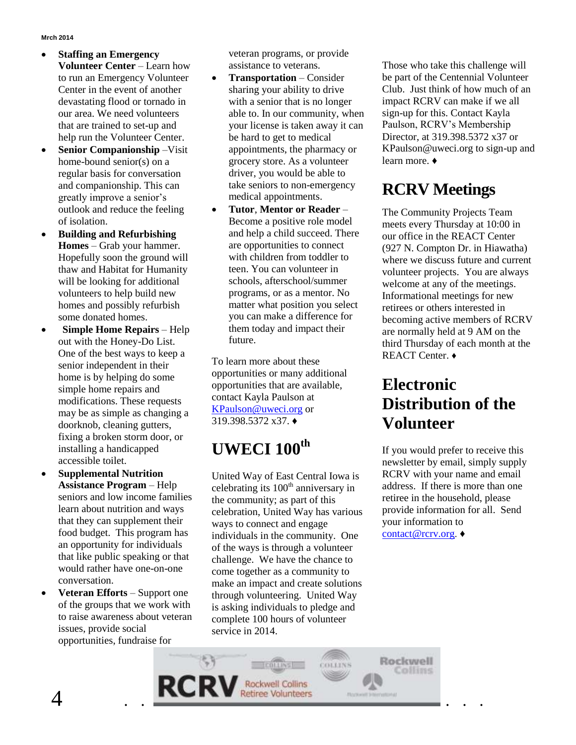- **Staffing an Emergency Volunteer Center** – Learn how to run an Emergency Volunteer Center in the event of another devastating flood or tornado in our area. We need volunteers that are trained to set-up and help run the Volunteer Center.
- **Senior Companionship** –Visit home-bound senior(s) on a regular basis for conversation and companionship. This can greatly improve a senior's outlook and reduce the feeling of isolation.
- **Building and Refurbishing Homes** – Grab your hammer. Hopefully soon the ground will thaw and Habitat for Humanity will be looking for additional volunteers to help build new homes and possibly refurbish some donated homes.
- **Simple Home Repairs** – Help out with the Honey-Do List. One of the best ways to keep a senior independent in their home is by helping do some simple home repairs and modifications. These requests may be as simple as changing a doorknob, cleaning gutters, fixing a broken storm door, or installing a handicapped accessible toilet.
- **Supplemental Nutrition Assistance Program** – Help seniors and low income families learn about nutrition and ways that they can supplement their food budget. This program has an opportunity for individuals that like public speaking or that would rather have one-on-one conversation.
- **Veteran Efforts** – Support one of the groups that we work with to raise awareness about veteran issues, provide social opportunities, fundraise for veteran programs, or provide assistance to veterans.
- **Transportation** – Consider sharing your ability to drive with a senior that is no longer able to. In our community, when your license is taken away it can be hard to get to medical appointments, the pharmacy or grocery store. As a volunteer driver, you would be able to take seniors to non-emergency medical appointments.
- **Tutor**, **Mentor or Reader** – Become a positive role model and help a child succeed. There are opportunities to connect with children from toddler to teen. You can volunteer in schools, afterschool/summer programs, or as a mentor. No matter what position you select you can make a difference for them today and impact their future.

To learn more about these opportunities or many additional opportunities that are available, contact Kayla Paulson at KPaulson@uweci.org or 319.398.5372 x37. ♦

# UWECI 100th

United Way of East Central Iowa is celebrating its 100th anniversary in the community; as part of this celebration, United Way has various ways to connect and engage individuals in the community. One of the ways is through a volunteer challenge. We have the chance to come together as a community to make an impact and create solutions through volunteering. United Way is asking individuals to pledge and complete 100 hours of volunteer service in 2014.

Those who take this challenge will be part of the Centennial Volunteer Club. Just think of how much of an impact RCRV can make if we all sign-up for this. Contact Kayla Paulson, RCRV's Membership Director, at 319.398.5372 x37 or KPaulson@uweci.org to sign-up and learn more. ♦

# RCRV Meetings

The Community Projects Team meets every Thursday at 10:00 in our office in the REACT Center (927 N. Compton Dr. in Hiawatha) where we discuss future and current volunteer projects. You are always welcome at any of the meetings. Informational meetings for new retirees or others interested in becoming active members of RCRV are normally held at 9 AM on the third Thursday of each month at the REACT Center. ♦

# Electronic Distribution of the Volunteer

If you would prefer to receive this newsletter by email, simply supply RCRV with your name and email address. If there is more than one retiree in the household, please provide information for all. Send your information to contact@rcrv.org. ♦